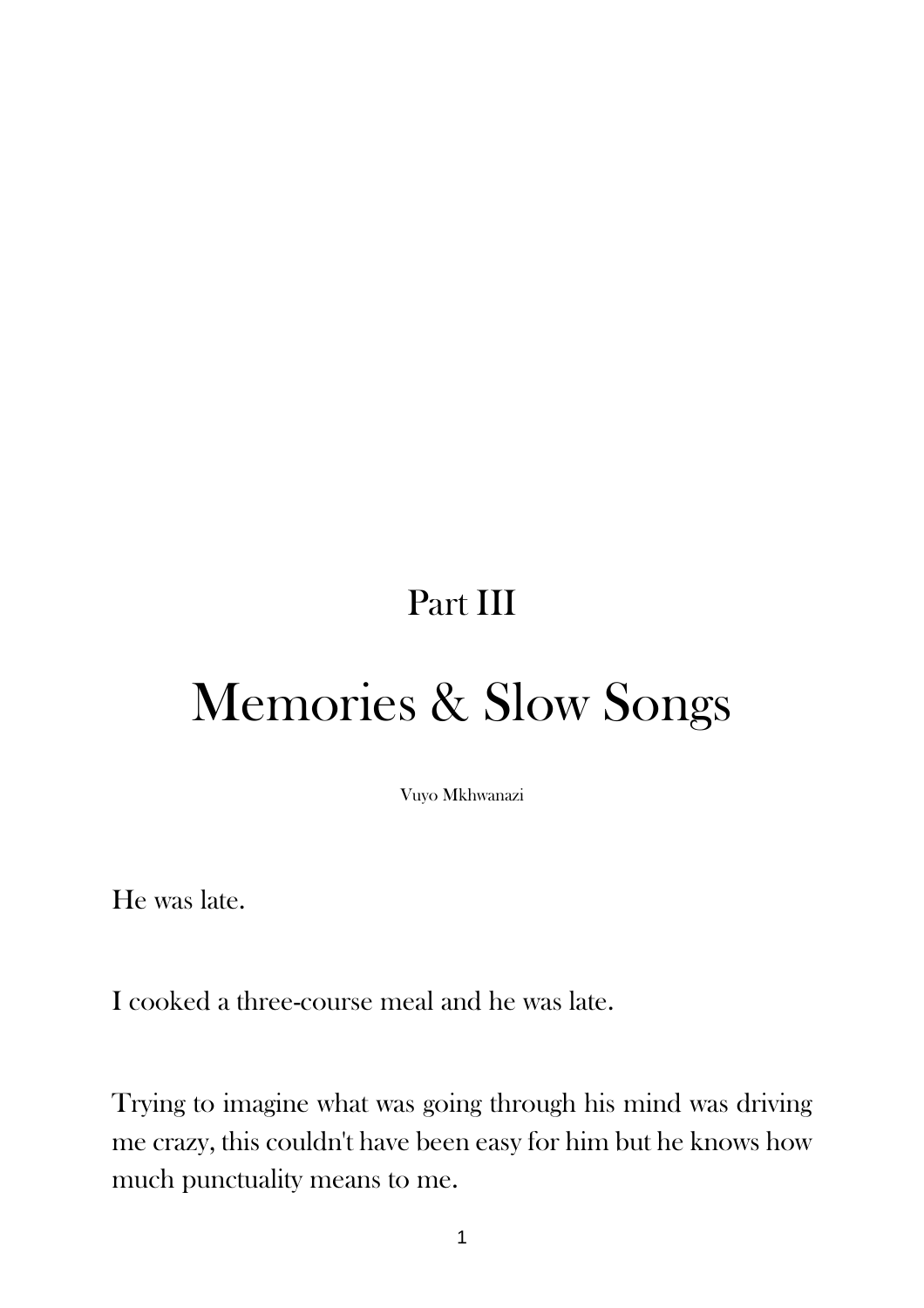## Part III

# Memories & Slow Songs

Vuyo Mkhwanazi

He was late.

I cooked a three-course meal and he was late.

Trying to imagine what was going through his mind was driving me crazy, this couldn't have been easy for him but he knows how much punctuality means to me.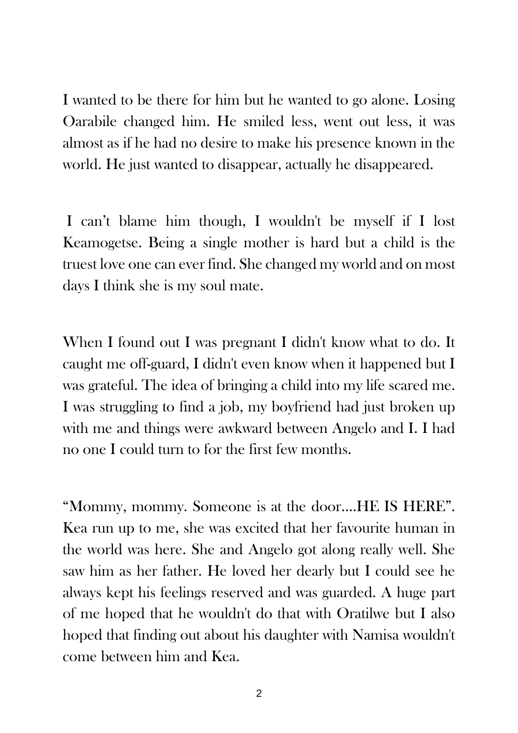I wanted to be there for him but he wanted to go alone. Losing Oarabile changed him. He smiled less, went out less, it was almost as if he had no desire to make his presence known in the world. He just wanted to disappear, actually he disappeared.

I can't blame him though, I wouldn't be myself if I lost Keamogetse. Being a single mother is hard but a child is the truest love one can ever find. She changed my world and on most days I think she is my soul mate.

When I found out I was pregnant I didn't know what to do. It caught me off-guard, I didn't even know when it happened but I was grateful. The idea of bringing a child into my life scared me. I was struggling to find a job, my boyfriend had just broken up with me and things were awkward between Angelo and I. I had no one I could turn to for the first few months.

"Mommy, mommy. Someone is at the door....HE IS HERE". Kea run up to me, she was excited that her favourite human in the world was here. She and Angelo got along really well. She saw him as her father. He loved her dearly but I could see he always kept his feelings reserved and was guarded. A huge part of me hoped that he wouldn't do that with Oratilwe but I also hoped that finding out about his daughter with Namisa wouldn't come between him and Kea.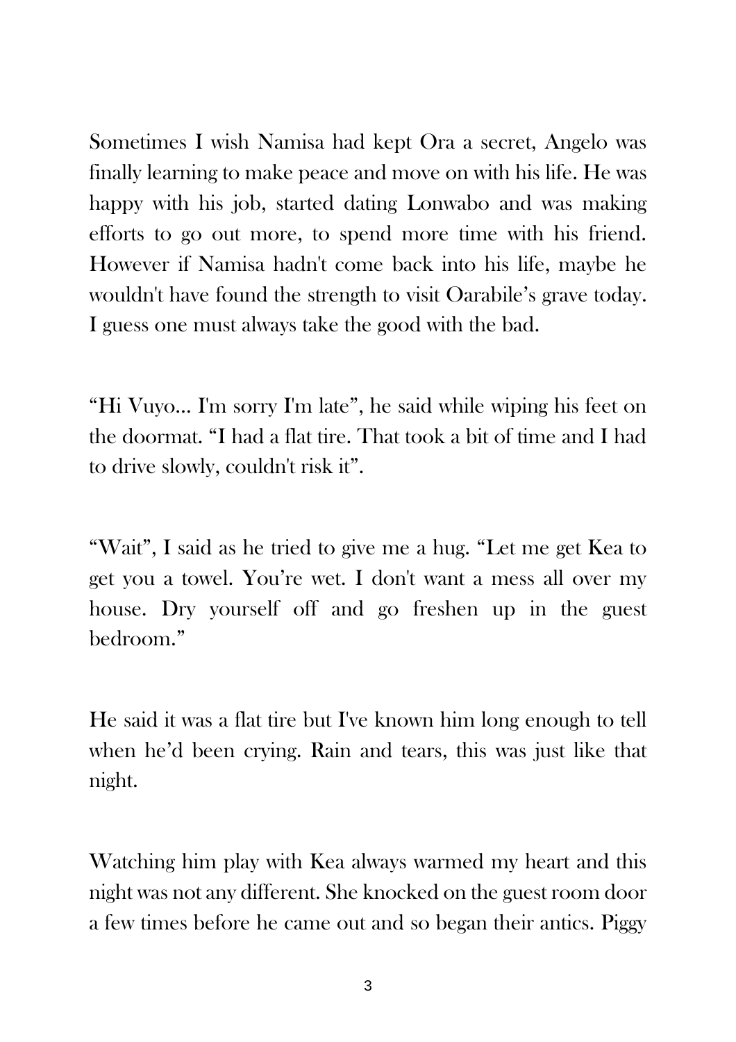Sometimes I wish Namisa had kept Ora a secret, Angelo was finally learning to make peace and move on with his life. He was happy with his job, started dating Lonwabo and was making efforts to go out more, to spend more time with his friend. However if Namisa hadn't come back into his life, maybe he wouldn't have found the strength to visit Oarabile's grave today. I guess one must always take the good with the bad.

"Hi Vuyo... I'm sorry I'm late", he said while wiping his feet on the doormat. "I had a flat tire. That took a bit of time and I had to drive slowly, couldn't risk it".

"Wait", I said as he tried to give me a hug. "Let me get Kea to get you a towel. You're wet. I don't want a mess all over my house. Dry yourself off and go freshen up in the guest bedroom."

He said it was a flat tire but I've known him long enough to tell when he'd been crying. Rain and tears, this was just like that night.

Watching him play with Kea always warmed my heart and this night was not any different. She knocked on the guest room door a few times before he came out and so began their antics. Piggy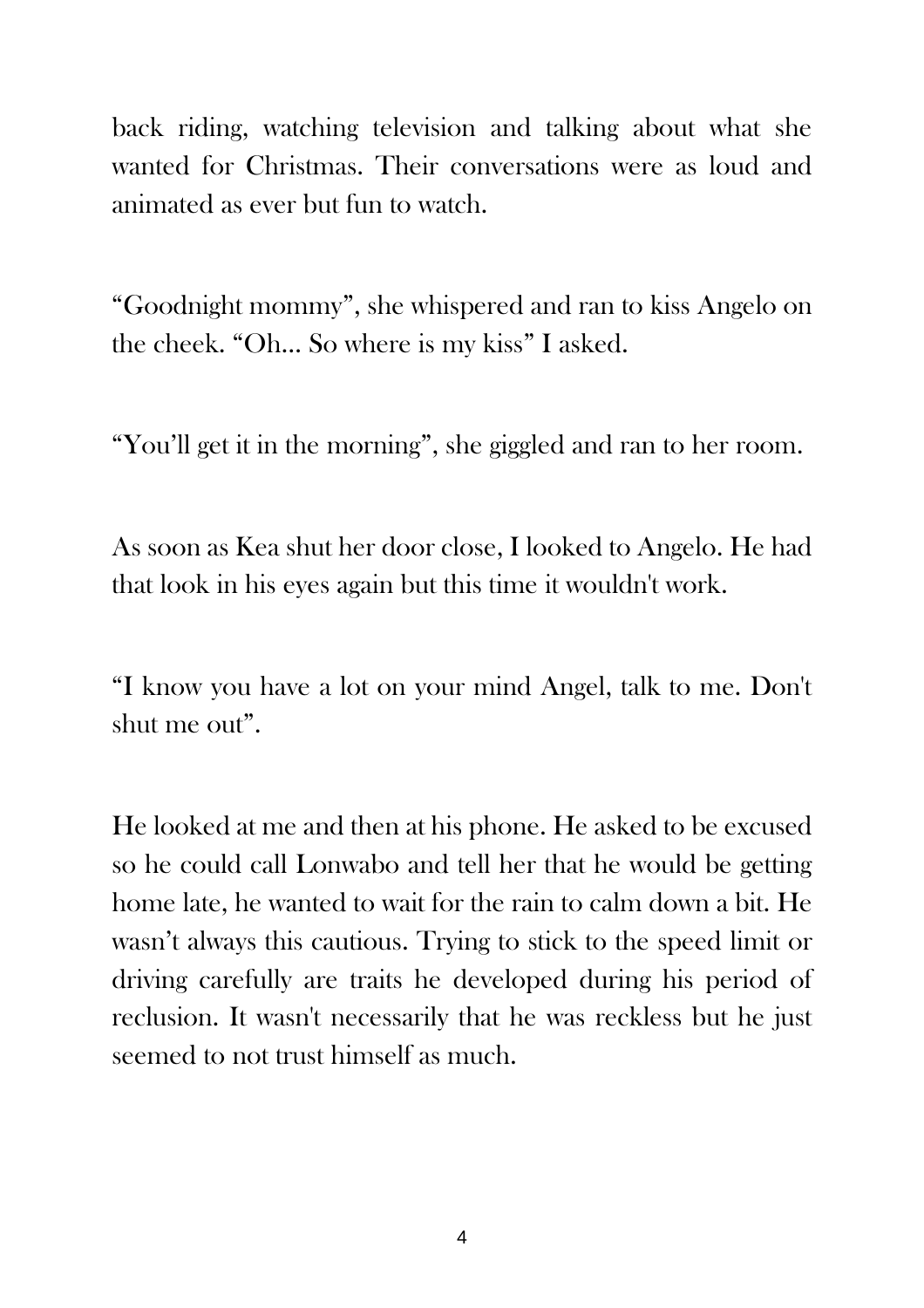back riding, watching television and talking about what she wanted for Christmas. Their conversations were as loud and animated as ever but fun to watch.

"Goodnight mommy", she whispered and ran to kiss Angelo on the cheek. "Oh... So where is my kiss" I asked.

"You'll get it in the morning", she giggled and ran to her room.

As soon as Kea shut her door close, I looked to Angelo. He had that look in his eyes again but this time it wouldn't work.

"I know you have a lot on your mind Angel, talk to me. Don't shut me out".

He looked at me and then at his phone. He asked to be excused so he could call Lonwabo and tell her that he would be getting home late, he wanted to wait for the rain to calm down a bit. He wasn't always this cautious. Trying to stick to the speed limit or driving carefully are traits he developed during his period of reclusion. It wasn't necessarily that he was reckless but he just seemed to not trust himself as much.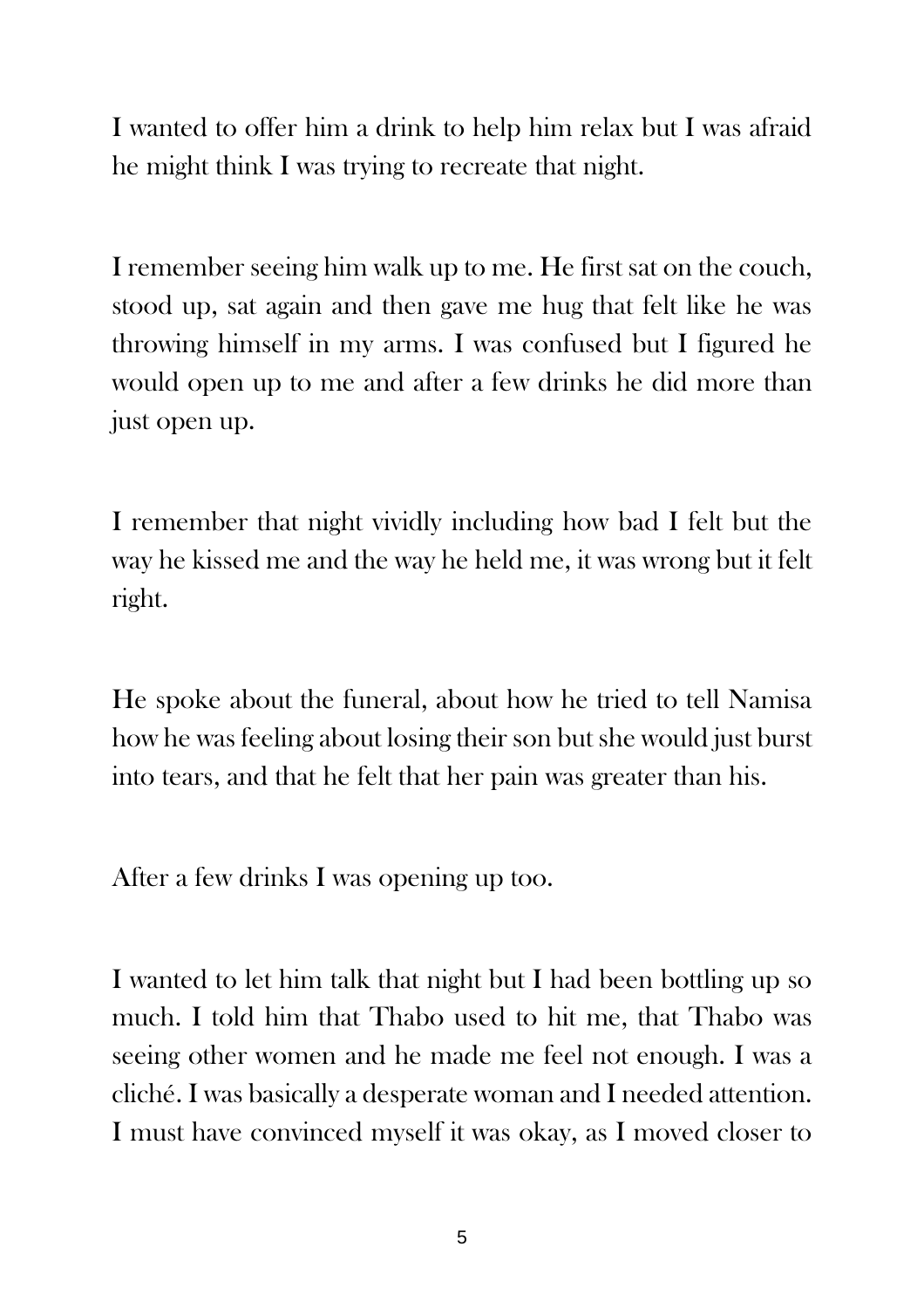I wanted to offer him a drink to help him relax but I was afraid he might think I was trying to recreate that night.

I remember seeing him walk up to me. He first sat on the couch, stood up, sat again and then gave me hug that felt like he was throwing himself in my arms. I was confused but I figured he would open up to me and after a few drinks he did more than just open up.

I remember that night vividly including how bad I felt but the way he kissed me and the way he held me, it was wrong but it felt right.

He spoke about the funeral, about how he tried to tell Namisa how he was feeling about losing their son but she would just burst into tears, and that he felt that her pain was greater than his.

After a few drinks I was opening up too.

I wanted to let him talk that night but I had been bottling up so much. I told him that Thabo used to hit me, that Thabo was seeing other women and he made me feel not enough. I was a cliché. I was basically a desperate woman and I needed attention. I must have convinced myself it was okay, as I moved closer to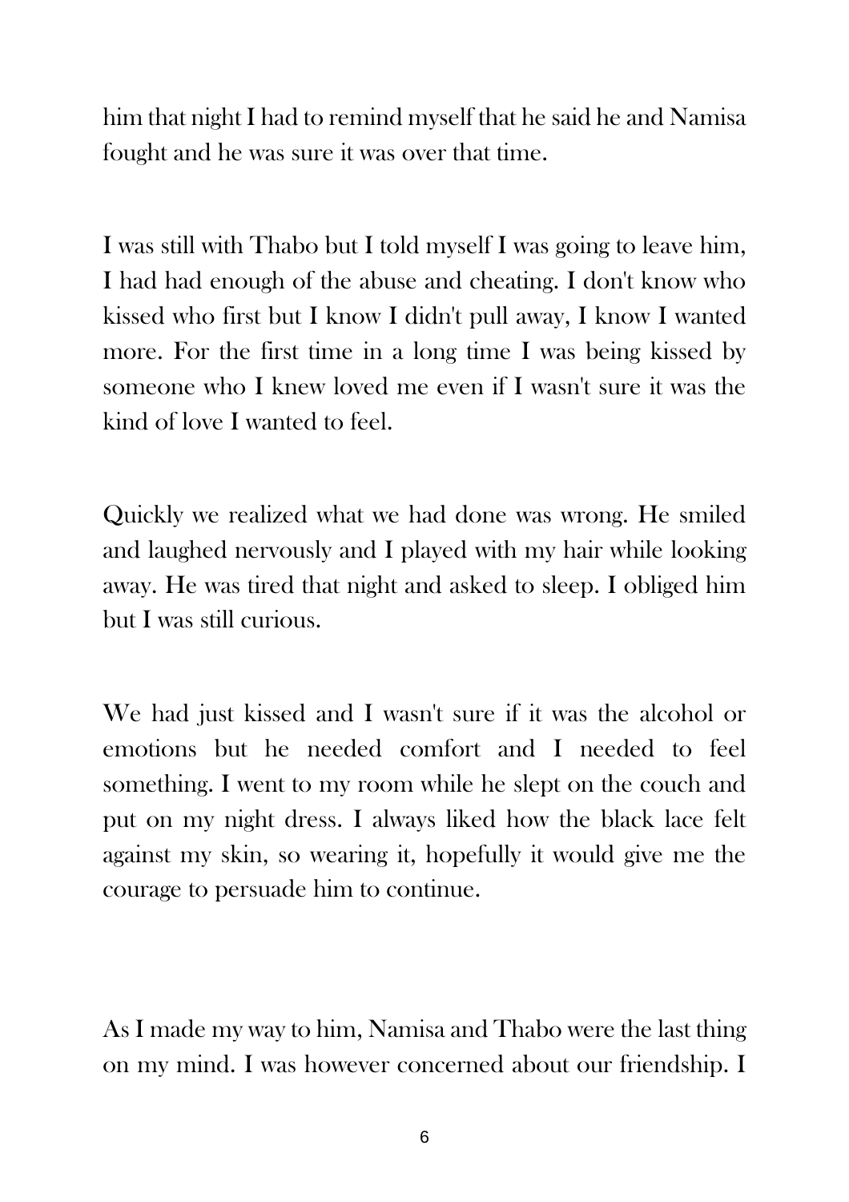him that night I had to remind myself that he said he and Namisa fought and he was sure it was over that time.

I was still with Thabo but I told myself I was going to leave him, I had had enough of the abuse and cheating. I don't know who kissed who first but I know I didn't pull away, I know I wanted more. For the first time in a long time I was being kissed by someone who I knew loved me even if I wasn't sure it was the kind of love I wanted to feel.

Quickly we realized what we had done was wrong. He smiled and laughed nervously and I played with my hair while looking away. He was tired that night and asked to sleep. I obliged him but I was still curious.

We had just kissed and I wasn't sure if it was the alcohol or emotions but he needed comfort and I needed to feel something. I went to my room while he slept on the couch and put on my night dress. I always liked how the black lace felt against my skin, so wearing it, hopefully it would give me the courage to persuade him to continue.

As I made my way to him, Namisa and Thabo were the last thing on my mind. I was however concerned about our friendship. I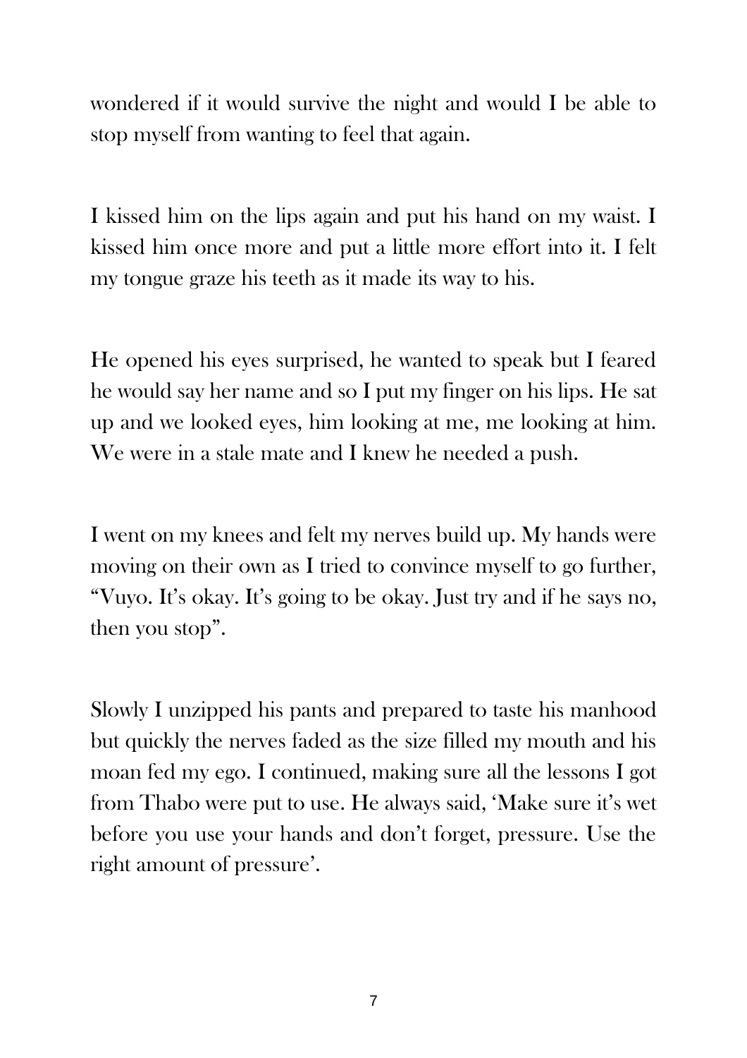wondered if it would survive the night and would I be able to stop myself from wanting to feel that again.

I kissed him on the lips again and put his hand on my waist. I kissed him once more and put a little more effort into it. I felt my tongue graze his teeth as it made its way to his.

He opened his eyes surprised, he wanted to speak but I feared he would say her name and so I put my finger on his lips. He sat up and we looked eyes, him looking at me, me looking at him. We were in a stale mate and I knew he needed a push.

I went on my knees and felt my nerves build up. My hands were moving on their own as I tried to convince myself to go further, "Vuyo. It's okay. It's going to be okay. Just try and if he says no, then you stop".

Slowly I unzipped his pants and prepared to taste his manhood but quickly the nerves faded as the size filled my mouth and his moan fed my ego. I continued, making sure all the lessons I got from Thabo were put to use. He always said, 'Make sure it's wet before you use your hands and don't forget, pressure. Use the right amount of pressure'.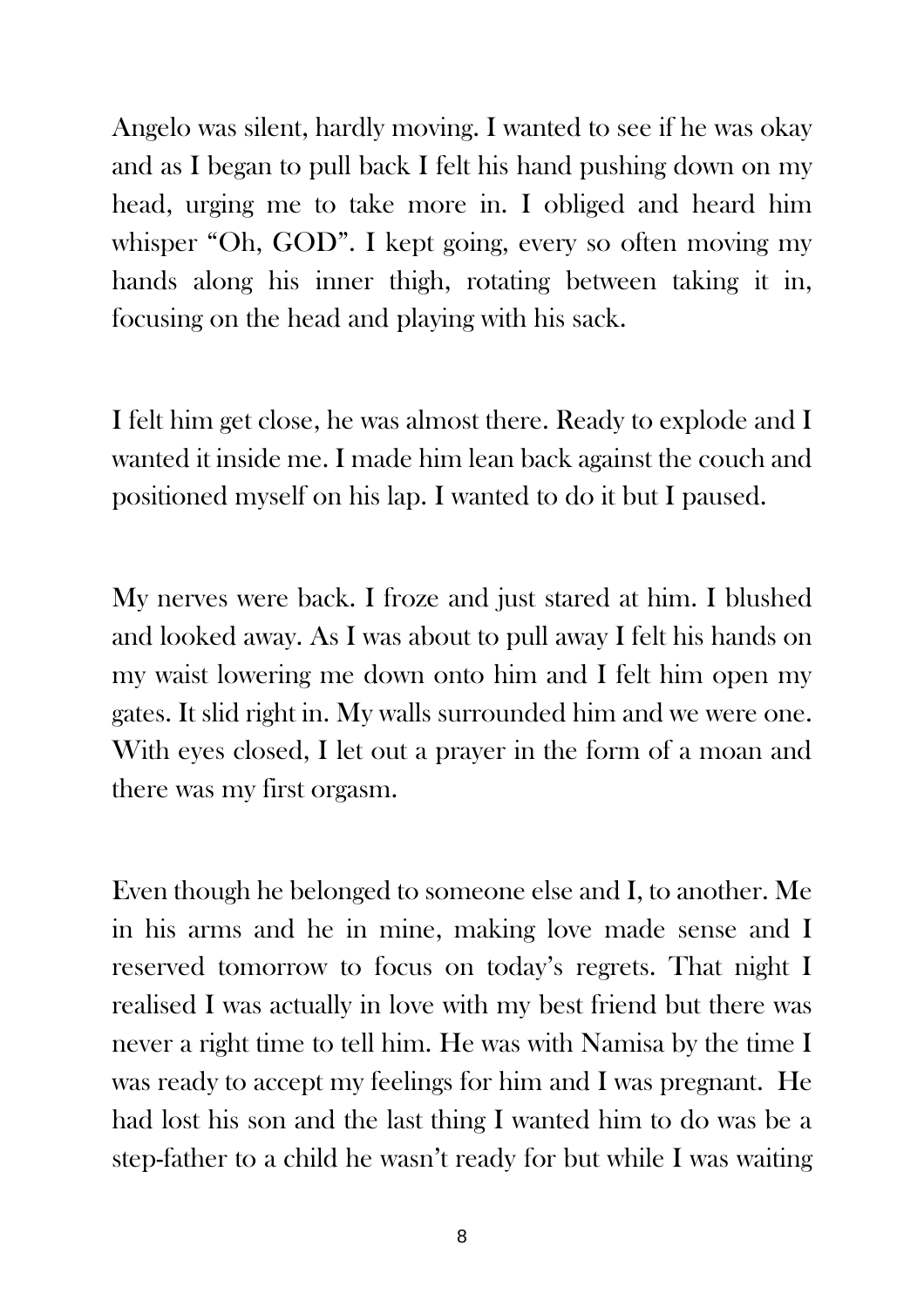Angelo was silent, hardly moving. I wanted to see if he was okay and as I began to pull back I felt his hand pushing down on my head, urging me to take more in. I obliged and heard him whisper "Oh, GOD". I kept going, every so often moving my hands along his inner thigh, rotating between taking it in, focusing on the head and playing with his sack.

I felt him get close, he was almost there. Ready to explode and I wanted it inside me. I made him lean back against the couch and positioned myself on his lap. I wanted to do it but I paused.

My nerves were back. I froze and just stared at him. I blushed and looked away. As I was about to pull away I felt his hands on my waist lowering me down onto him and I felt him open my gates. It slid right in. My walls surrounded him and we were one. With eyes closed, I let out a prayer in the form of a moan and there was my first orgasm.

Even though he belonged to someone else and I, to another. Me in his arms and he in mine, making love made sense and I reserved tomorrow to focus on today's regrets. That night I realised I was actually in love with my best friend but there was never a right time to tell him. He was with Namisa by the time I was ready to accept my feelings for him and I was pregnant. He had lost his son and the last thing I wanted him to do was be a step-father to a child he wasn't ready for but while I was waiting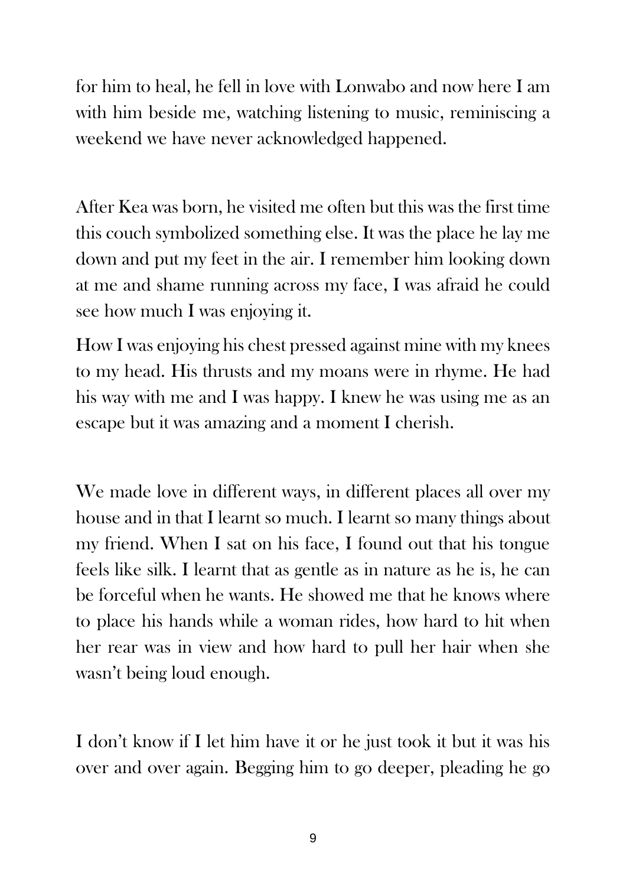for him to heal, he fell in love with Lonwabo and now here I am with him beside me, watching listening to music, reminiscing a weekend we have never acknowledged happened.

After Kea was born, he visited me often but this was the first time this couch symbolized something else. It was the place he lay me down and put my feet in the air. I remember him looking down at me and shame running across my face, I was afraid he could see how much I was enjoying it.

How I was enjoying his chest pressed against mine with my knees to my head. His thrusts and my moans were in rhyme. He had his way with me and I was happy. I knew he was using me as an escape but it was amazing and a moment I cherish.

We made love in different ways, in different places all over my house and in that I learnt so much. I learnt so many things about my friend. When I sat on his face, I found out that his tongue feels like silk. I learnt that as gentle as in nature as he is, he can be forceful when he wants. He showed me that he knows where to place his hands while a woman rides, how hard to hit when her rear was in view and how hard to pull her hair when she wasn't being loud enough.

I don't know if I let him have it or he just took it but it was his over and over again. Begging him to go deeper, pleading he go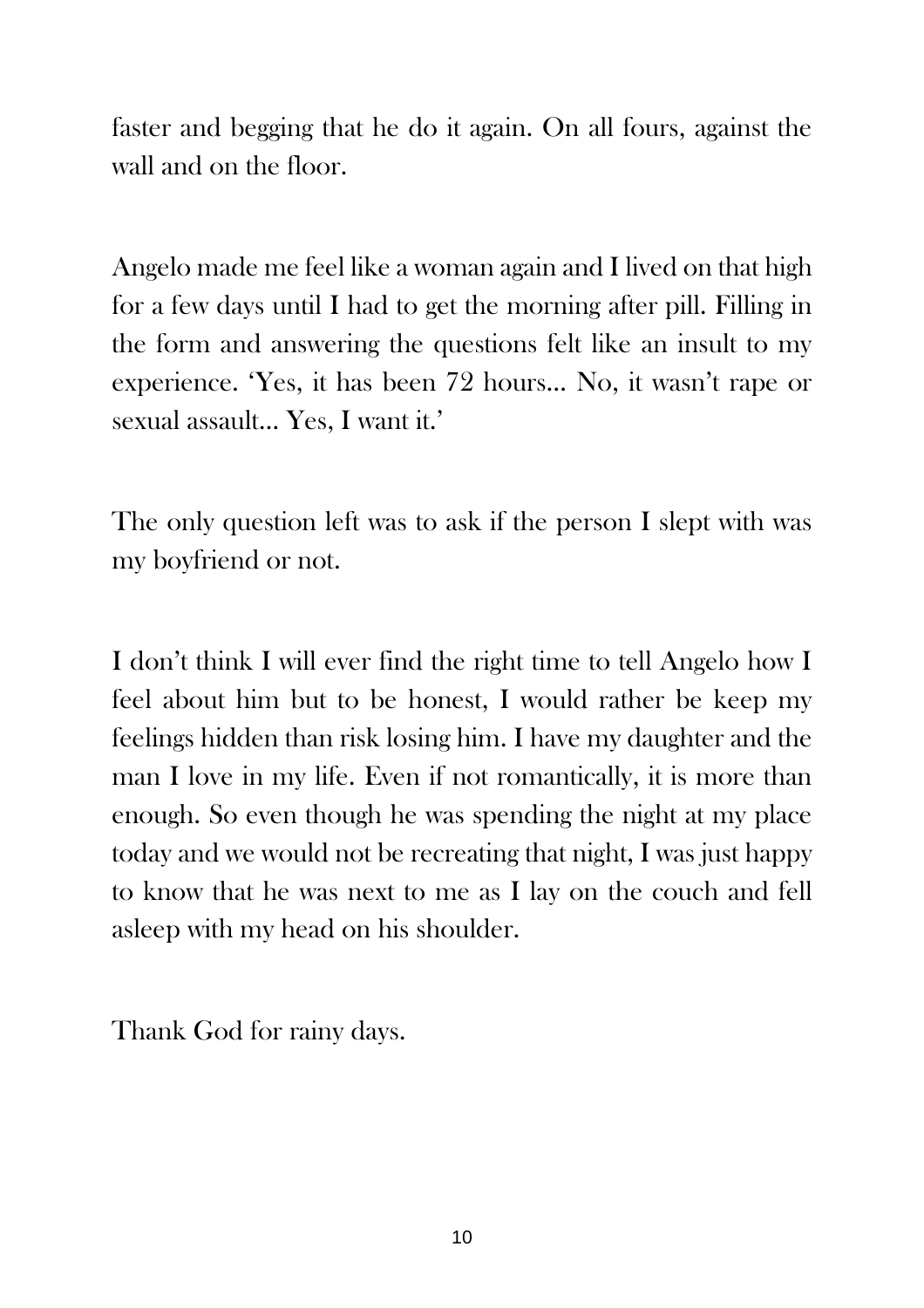faster and begging that he do it again. On all fours, against the wall and on the floor.

Angelo made me feel like a woman again and I lived on that high for a few days until I had to get the morning after pill. Filling in the form and answering the questions felt like an insult to my experience. 'Yes, it has been 72 hours... No, it wasn't rape or sexual assault... Yes, I want it.'

The only question left was to ask if the person I slept with was my boyfriend or not.

I don't think I will ever find the right time to tell Angelo how I feel about him but to be honest, I would rather be keep my feelings hidden than risk losing him. I have my daughter and the man I love in my life. Even if not romantically, it is more than enough. So even though he was spending the night at my place today and we would not be recreating that night, I was just happy to know that he was next to me as I lay on the couch and fell asleep with my head on his shoulder.

Thank God for rainy days.